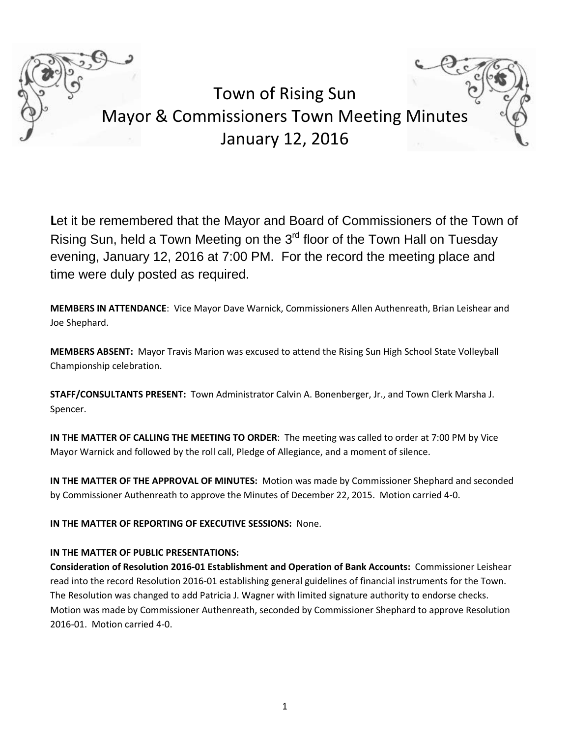# Town of Rising Sun
## Mayor & Commissioners Town Meeting Minutes
## January 12, 2016

**L**et it be remembered that the Mayor and Board of Commissioners of the Town of Rising Sun, held a Town Meeting on the 3rd floor of the Town Hall on Tuesday evening, January 12, 2016 at 7:00 PM. For the record the meeting place and time were duly posted as required.

**MEMBERS IN ATTENDANCE**: Vice Mayor Dave Warnick, Commissioners Allen Authenreath, Brian Leishear and Joe Shephard.

**MEMBERS ABSENT:** Mayor Travis Marion was excused to attend the Rising Sun High School State Volleyball Championship celebration.

**STAFF/CONSULTANTS PRESENT:** Town Administrator Calvin A. Bonenberger, Jr., and Town Clerk Marsha J. Spencer.

**IN THE MATTER OF CALLING THE MEETING TO ORDER**: The meeting was called to order at 7:00 PM by Vice Mayor Warnick and followed by the roll call, Pledge of Allegiance, and a moment of silence.

**IN THE MATTER OF THE APPROVAL OF MINUTES:** Motion was made by Commissioner Shephard and seconded by Commissioner Authenreath to approve the Minutes of December 22, 2015. Motion carried 4-0.

**IN THE MATTER OF REPORTING OF EXECUTIVE SESSIONS:** None.

**IN THE MATTER OF PUBLIC PRESENTATIONS:**

**Consideration of Resolution 2016-01 Establishment and Operation of Bank Accounts:** Commissioner Leishear read into the record Resolution 2016-01 establishing general guidelines of financial instruments for the Town. The Resolution was changed to add Patricia J. Wagner with limited signature authority to endorse checks. Motion was made by Commissioner Authenreath, seconded by Commissioner Shephard to approve Resolution 2016-01. Motion carried 4-0.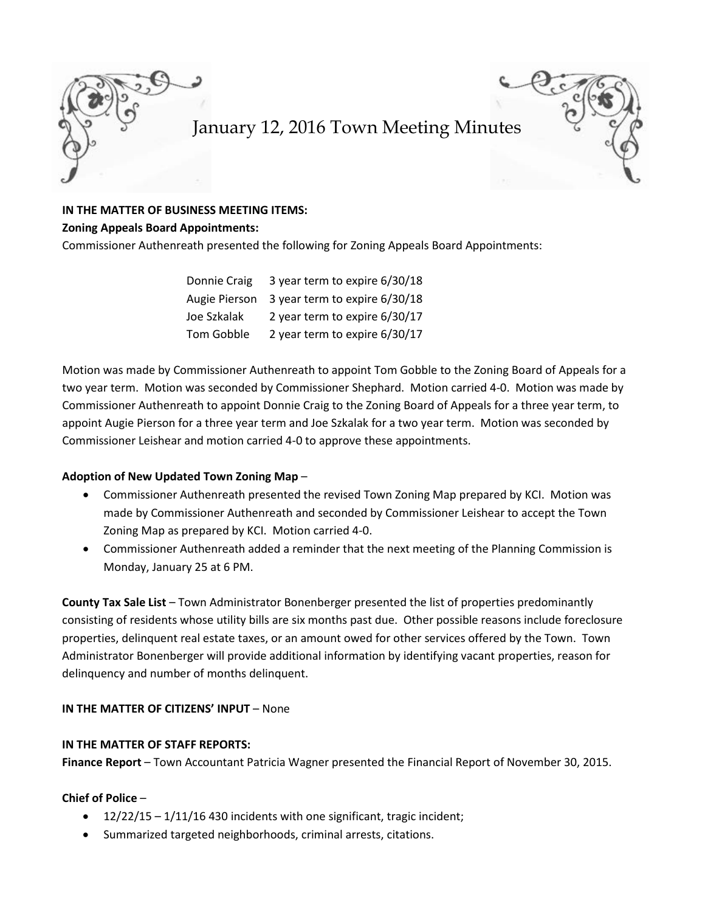# January 12, 2016 Town Meeting Minutes

**IN THE MATTER OF BUSINESS MEETING ITEMS:**

**Zoning Appeals Board Appointments:**

Commissioner Authenreath presented the following for Zoning Appeals Board Appointments:

| | |
|---|---|
| Donnie Craig | 3 year term to expire 6/30/18 |
| Augie Pierson | 3 year term to expire 6/30/18 |
| Joe Szkalak | 2 year term to expire 6/30/17 |
| Tom Gobble | 2 year term to expire 6/30/17 |

Motion was made by Commissioner Authenreath to appoint Tom Gobble to the Zoning Board of Appeals for a two year term. Motion was seconded by Commissioner Shephard. Motion carried 4-0. Motion was made by Commissioner Authenreath to appoint Donnie Craig to the Zoning Board of Appeals for a three year term, to appoint Augie Pierson for a three year term and Joe Szkalak for a two year term. Motion was seconded by Commissioner Leishear and motion carried 4-0 to approve these appointments.

**Adoption of New Updated Town Zoning Map** –

- Commissioner Authenreath presented the revised Town Zoning Map prepared by KCI. Motion was made by Commissioner Authenreath and seconded by Commissioner Leishear to accept the Town Zoning Map as prepared by KCI. Motion carried 4-0.
- Commissioner Authenreath added a reminder that the next meeting of the Planning Commission is Monday, January 25 at 6 PM.

**County Tax Sale List** – Town Administrator Bonenberger presented the list of properties predominantly consisting of residents whose utility bills are six months past due. Other possible reasons include foreclosure properties, delinquent real estate taxes, or an amount owed for other services offered by the Town. Town Administrator Bonenberger will provide additional information by identifying vacant properties, reason for delinquency and number of months delinquent.

**IN THE MATTER OF CITIZENS' INPUT** – None

**IN THE MATTER OF STAFF REPORTS:**

**Finance Report** – Town Accountant Patricia Wagner presented the Financial Report of November 30, 2015.

**Chief of Police** –

- 12/22/15 – 1/11/16 430 incidents with one significant, tragic incident;
- Summarized targeted neighborhoods, criminal arrests, citations.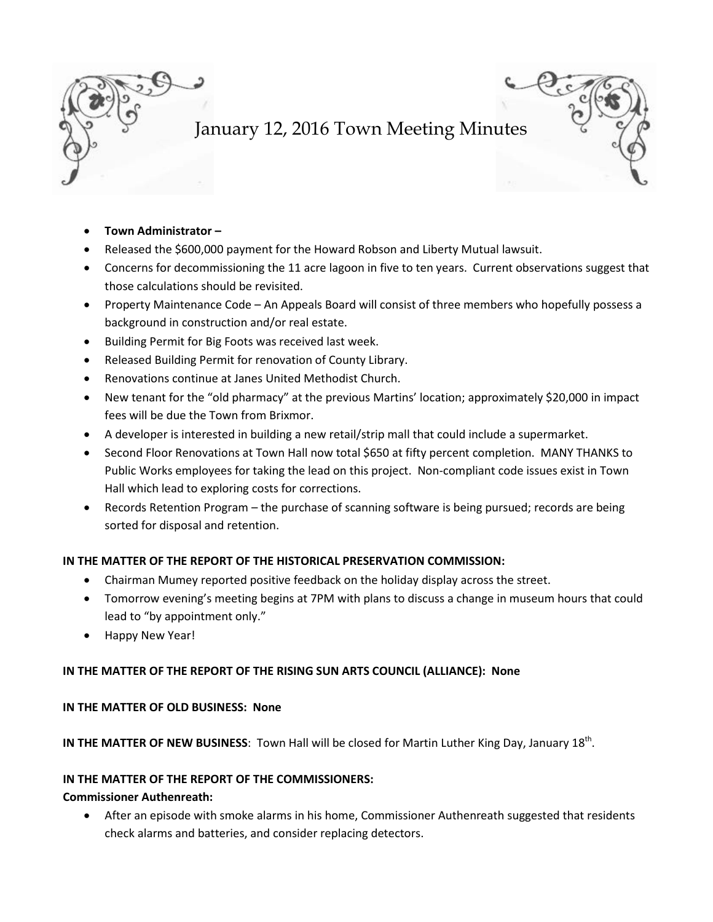# January 12, 2016 Town Meeting Minutes

- **Town Administrator –**
- Released the $600,000 payment for the Howard Robson and Liberty Mutual lawsuit.
- Concerns for decommissioning the 11 acre lagoon in five to ten years. Current observations suggest that those calculations should be revisited.
- Property Maintenance Code – An Appeals Board will consist of three members who hopefully possess a background in construction and/or real estate.
- Building Permit for Big Foots was received last week.
- Released Building Permit for renovation of County Library.
- Renovations continue at Janes United Methodist Church.
- New tenant for the "old pharmacy" at the previous Martins' location; approximately $20,000 in impact fees will be due the Town from Brixmor.
- A developer is interested in building a new retail/strip mall that could include a supermarket.
- Second Floor Renovations at Town Hall now total $650 at fifty percent completion. MANY THANKS to Public Works employees for taking the lead on this project. Non-compliant code issues exist in Town Hall which lead to exploring costs for corrections.
- Records Retention Program – the purchase of scanning software is being pursued; records are being sorted for disposal and retention.

**IN THE MATTER OF THE REPORT OF THE HISTORICAL PRESERVATION COMMISSION:**

- Chairman Mumey reported positive feedback on the holiday display across the street.
- Tomorrow evening's meeting begins at 7PM with plans to discuss a change in museum hours that could lead to "by appointment only."
- Happy New Year!

**IN THE MATTER OF THE REPORT OF THE RISING SUN ARTS COUNCIL (ALLIANCE): None**

**IN THE MATTER OF OLD BUSINESS: None**

**IN THE MATTER OF NEW BUSINESS**: Town Hall will be closed for Martin Luther King Day, January 18th.

**IN THE MATTER OF THE REPORT OF THE COMMISSIONERS:**

**Commissioner Authenreath:**

- After an episode with smoke alarms in his home, Commissioner Authenreath suggested that residents check alarms and batteries, and consider replacing detectors.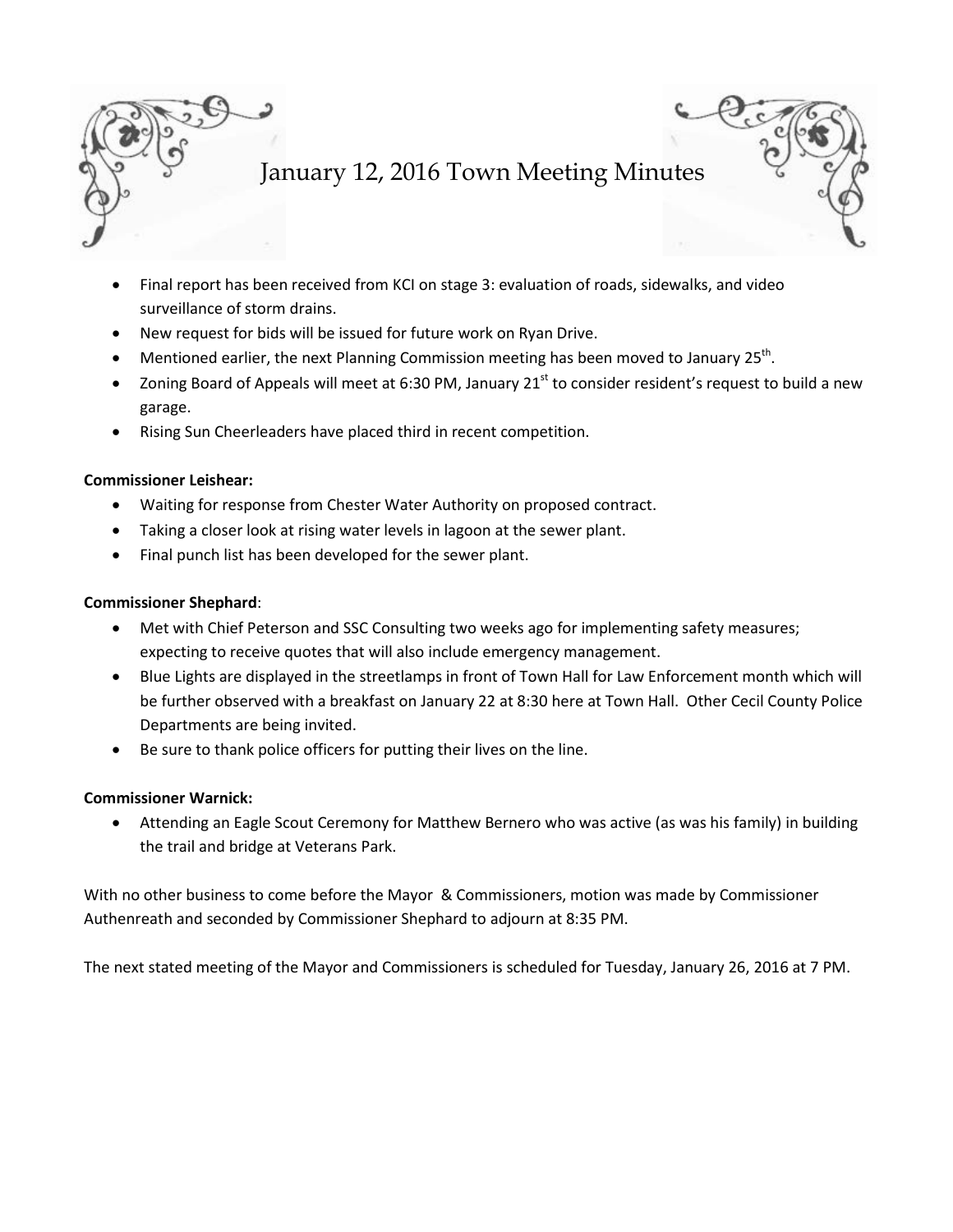# January 12, 2016 Town Meeting Minutes

- Final report has been received from KCI on stage 3: evaluation of roads, sidewalks, and video surveillance of storm drains.
- New request for bids will be issued for future work on Ryan Drive.
- Mentioned earlier, the next Planning Commission meeting has been moved to January 25th.
- Zoning Board of Appeals will meet at 6:30 PM, January 21st to consider resident's request to build a new garage.
- Rising Sun Cheerleaders have placed third in recent competition.

**Commissioner Leishear:**

- Waiting for response from Chester Water Authority on proposed contract.
- Taking a closer look at rising water levels in lagoon at the sewer plant.
- Final punch list has been developed for the sewer plant.

**Commissioner Shephard**:

- Met with Chief Peterson and SSC Consulting two weeks ago for implementing safety measures; expecting to receive quotes that will also include emergency management.
- Blue Lights are displayed in the streetlamps in front of Town Hall for Law Enforcement month which will be further observed with a breakfast on January 22 at 8:30 here at Town Hall. Other Cecil County Police Departments are being invited.
- Be sure to thank police officers for putting their lives on the line.

**Commissioner Warnick:**

- Attending an Eagle Scout Ceremony for Matthew Bernero who was active (as was his family) in building the trail and bridge at Veterans Park.

With no other business to come before the Mayor & Commissioners, motion was made by Commissioner Authenreath and seconded by Commissioner Shephard to adjourn at 8:35 PM.

The next stated meeting of the Mayor and Commissioners is scheduled for Tuesday, January 26, 2016 at 7 PM.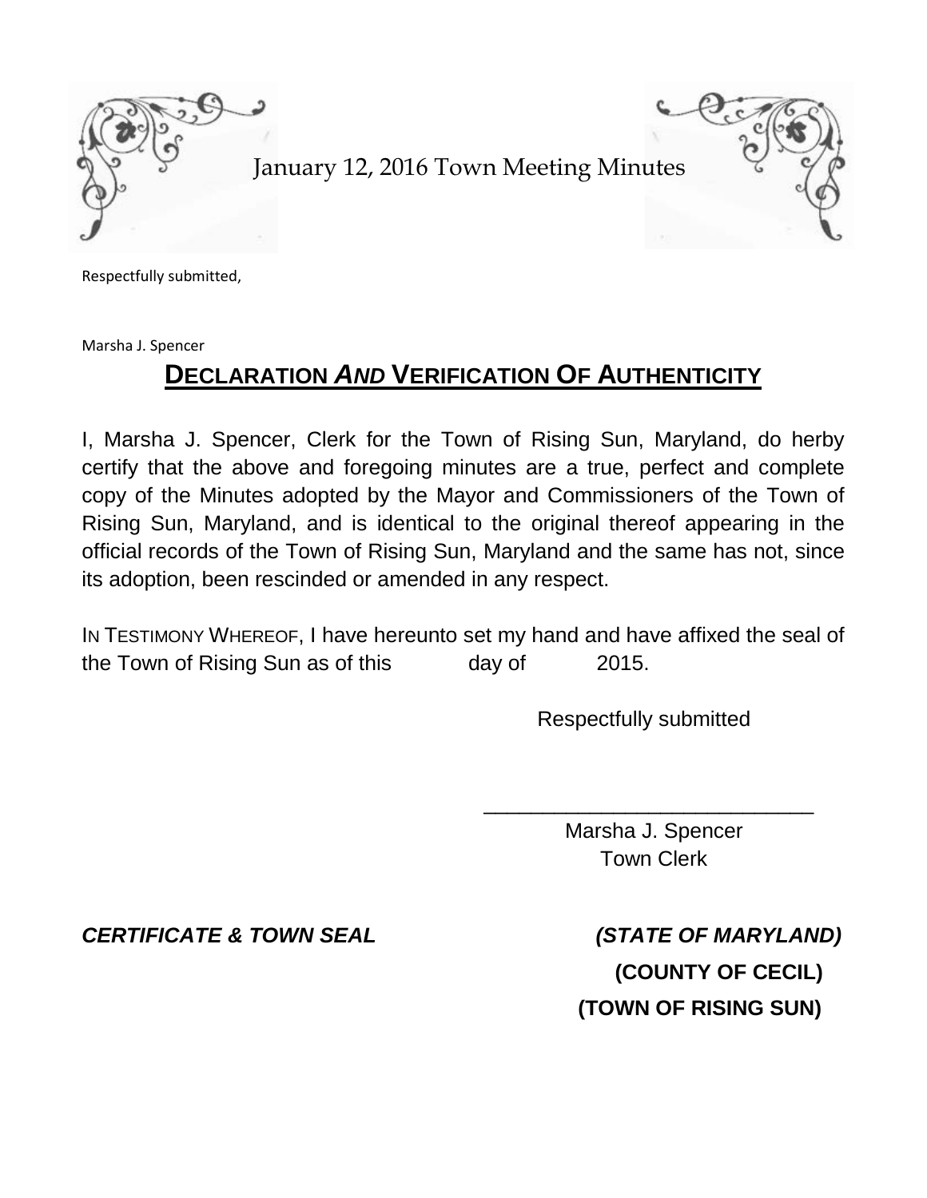January 12, 2016 Town Meeting Minutes

Respectfully submitted,

Marsha J. Spencer

## DECLARATION *AND* VERIFICATION OF AUTHENTICITY

I, Marsha J. Spencer, Clerk for the Town of Rising Sun, Maryland, do herby certify that the above and foregoing minutes are a true, perfect and complete copy of the Minutes adopted by the Mayor and Commissioners of the Town of Rising Sun, Maryland, and is identical to the original thereof appearing in the official records of the Town of Rising Sun, Maryland and the same has not, since its adoption, been rescinded or amended in any respect.

IN TESTIMONY WHEREOF, I have hereunto set my hand and have affixed the seal of the Town of Rising Sun as of this day of 2015.

Respectfully submitted

_____________________________

Marsha J. Spencer
Town Clerk

***CERTIFICATE & TOWN SEAL***

***(STATE OF MARYLAND)***

**(COUNTY OF CECIL)**

**(TOWN OF RISING SUN)**